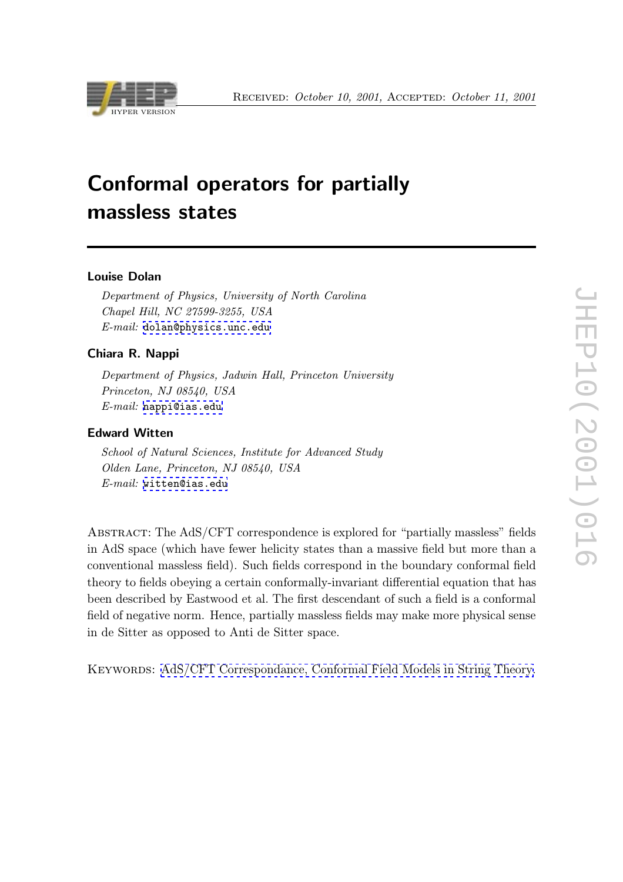Received: *October 10, 2001*, Accepted: *October 11, 2001*

# Conformal operators for partially massless states

**Louise Dolan**

*Department of Physics, University of North Carolina*
*Chapel Hill, NC 27599-3255, USA*
*E-mail:* dolan@physics.unc.edu

**Chiara R. Nappi**

*Department of Physics, Jadwin Hall, Princeton University*
*Princeton, NJ 08540, USA*
*E-mail:* nappi@ias.edu

**Edward Witten**

*School of Natural Sciences, Institute for Advanced Study*
*Olden Lane, Princeton, NJ 08540, USA*
*E-mail:* witten@ias.edu

Abstract: The AdS/CFT correspondence is explored for "partially massless" fields in AdS space (which have fewer helicity states than a massive field but more than a conventional massless field). Such fields correspond in the boundary conformal field theory to fields obeying a certain conformally-invariant differential equation that has been described by Eastwood et al. The first descendant of such a field is a conformal field of negative norm. Hence, partially massless fields may make more physical sense in de Sitter as opposed to Anti de Sitter space.

Keywords: AdS/CFT Correspondance, Conformal Field Models in String Theory.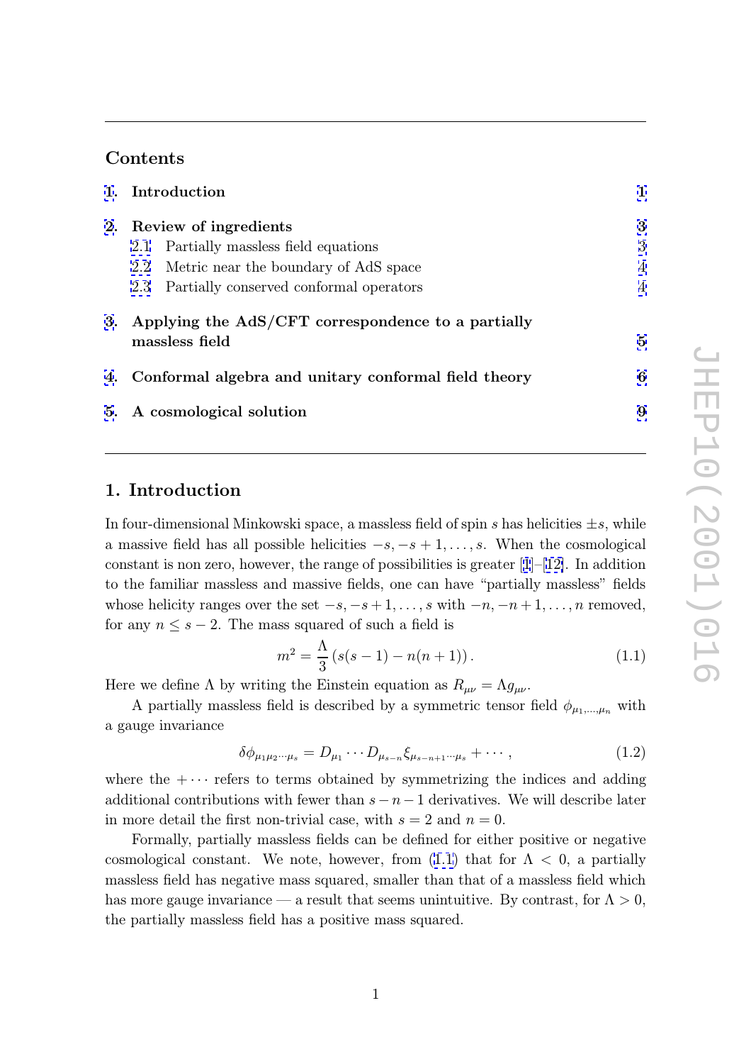## Contents

1. Introduction 1
2. Review of ingredients 3
   - 2.1 Partially massless field equations 3
   - 2.2 Metric near the boundary of AdS space 4
   - 2.3 Partially conserved conformal operators 4
3. Applying the AdS/CFT correspondence to a partially massless field 5
4. Conformal algebra and unitary conformal field theory 6
5. A cosmological solution 9

## 1. Introduction

In four-dimensional Minkowski space, a massless field of spin $s$ has helicities $\pm s$, while a massive field has all possible helicities $-s, -s+1, \ldots, s$. When the cosmological constant is non zero, however, the range of possibilities is greater [1]–[12]. In addition to the familiar massless and massive fields, one can have "partially massless" fields whose helicity ranges over the set $-s, -s+1, \ldots, s$ with $-n, -n+1, \ldots, n$ removed, for any $n \leq s-2$. The mass squared of such a field is

$$m^2 = \frac{\Lambda}{3}\left(s(s-1) - n(n+1)\right). \tag{1.1}$$

Here we define $\Lambda$ by writing the Einstein equation as $R_{\mu\nu} = \Lambda g_{\mu\nu}$.

A partially massless field is described by a symmetric tensor field $\phi_{\mu_1,\ldots,\mu_n}$ with a gauge invariance

$$\delta\phi_{\mu_1\mu_2\cdots\mu_s} = D_{\mu_1}\cdots D_{\mu_{s-n}}\xi_{\mu_{s-n+1}\cdots\mu_s} + \cdots, \tag{1.2}$$

where the $+\cdots$ refers to terms obtained by symmetrizing the indices and adding additional contributions with fewer than $s-n-1$ derivatives. We will describe later in more detail the first non-trivial case, with $s=2$ and $n=0$.

Formally, partially massless fields can be defined for either positive or negative cosmological constant. We note, however, from (1.1) that for $\Lambda < 0$, a partially massless field has negative mass squared, smaller than that of a massless field which has more gauge invariance — a result that seems unintuitive. By contrast, for $\Lambda > 0$, the partially massless field has a positive mass squared.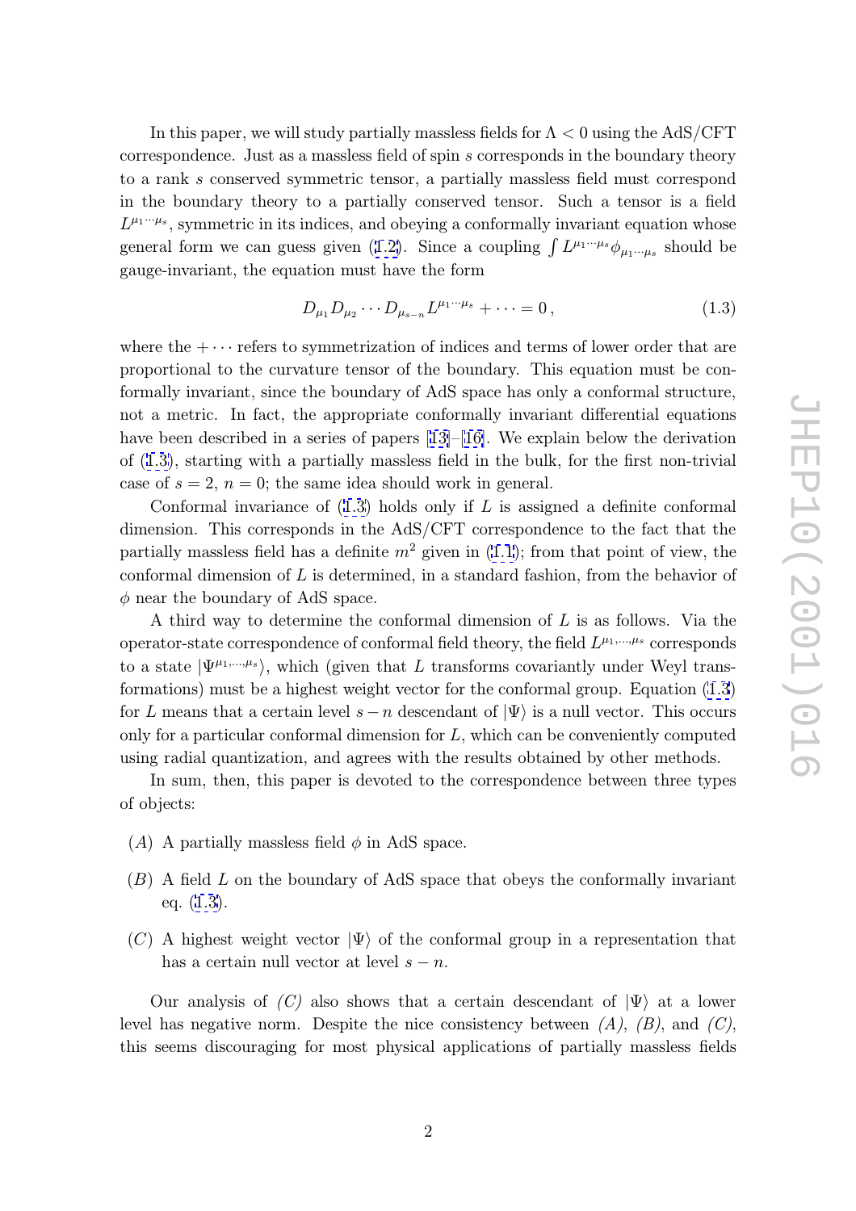In this paper, we will study partially massless fields for $\Lambda < 0$ using the AdS/CFT correspondence. Just as a massless field of spin $s$ corresponds in the boundary theory to a rank $s$ conserved symmetric tensor, a partially massless field must correspond in the boundary theory to a partially conserved tensor. Such a tensor is a field $L^{\mu_1 \cdots \mu_s}$, symmetric in its indices, and obeying a conformally invariant equation whose general form we can guess given (1.2). Since a coupling $\int L^{\mu_1 \cdots \mu_s} \phi_{\mu_1 \cdots \mu_s}$ should be gauge-invariant, the equation must have the form

$$D_{\mu_1} D_{\mu_2} \cdots D_{\mu_{s-n}} L^{\mu_1 \cdots \mu_s} + \cdots = 0 \,, \tag{1.3}$$

where the $+\cdots$ refers to symmetrization of indices and terms of lower order that are proportional to the curvature tensor of the boundary. This equation must be conformally invariant, since the boundary of AdS space has only a conformal structure, not a metric. In fact, the appropriate conformally invariant differential equations have been described in a series of papers [13]–[16]. We explain below the derivation of (1.3), starting with a partially massless field in the bulk, for the first non-trivial case of $s = 2$, $n = 0$; the same idea should work in general.

Conformal invariance of (1.3) holds only if $L$ is assigned a definite conformal dimension. This corresponds in the AdS/CFT correspondence to the fact that the partially massless field has a definite $m^2$ given in (1.1); from that point of view, the conformal dimension of $L$ is determined, in a standard fashion, from the behavior of $\phi$ near the boundary of AdS space.

A third way to determine the conformal dimension of $L$ is as follows. Via the operator-state correspondence of conformal field theory, the field $L^{\mu_1,\ldots,\mu_s}$ corresponds to a state $|\Psi^{\mu_1,\ldots,\mu_s}\rangle$, which (given that $L$ transforms covariantly under Weyl transformations) must be a highest weight vector for the conformal group. Equation (1.3) for $L$ means that a certain level $s - n$ descendant of $|\Psi\rangle$ is a null vector. This occurs only for a particular conformal dimension for $L$, which can be conveniently computed using radial quantization, and agrees with the results obtained by other methods.

In sum, then, this paper is devoted to the correspondence between three types of objects:

- $(A)$ A partially massless field $\phi$ in AdS space.
- $(B)$ A field $L$ on the boundary of AdS space that obeys the conformally invariant eq. (1.3).
- $(C)$ A highest weight vector $|\Psi\rangle$ of the conformal group in a representation that has a certain null vector at level $s - n$.

Our analysis of *(C)* also shows that a certain descendant of $|\Psi\rangle$ at a lower level has negative norm. Despite the nice consistency between *(A)*, *(B)*, and *(C)*, this seems discouraging for most physical applications of partially massless fields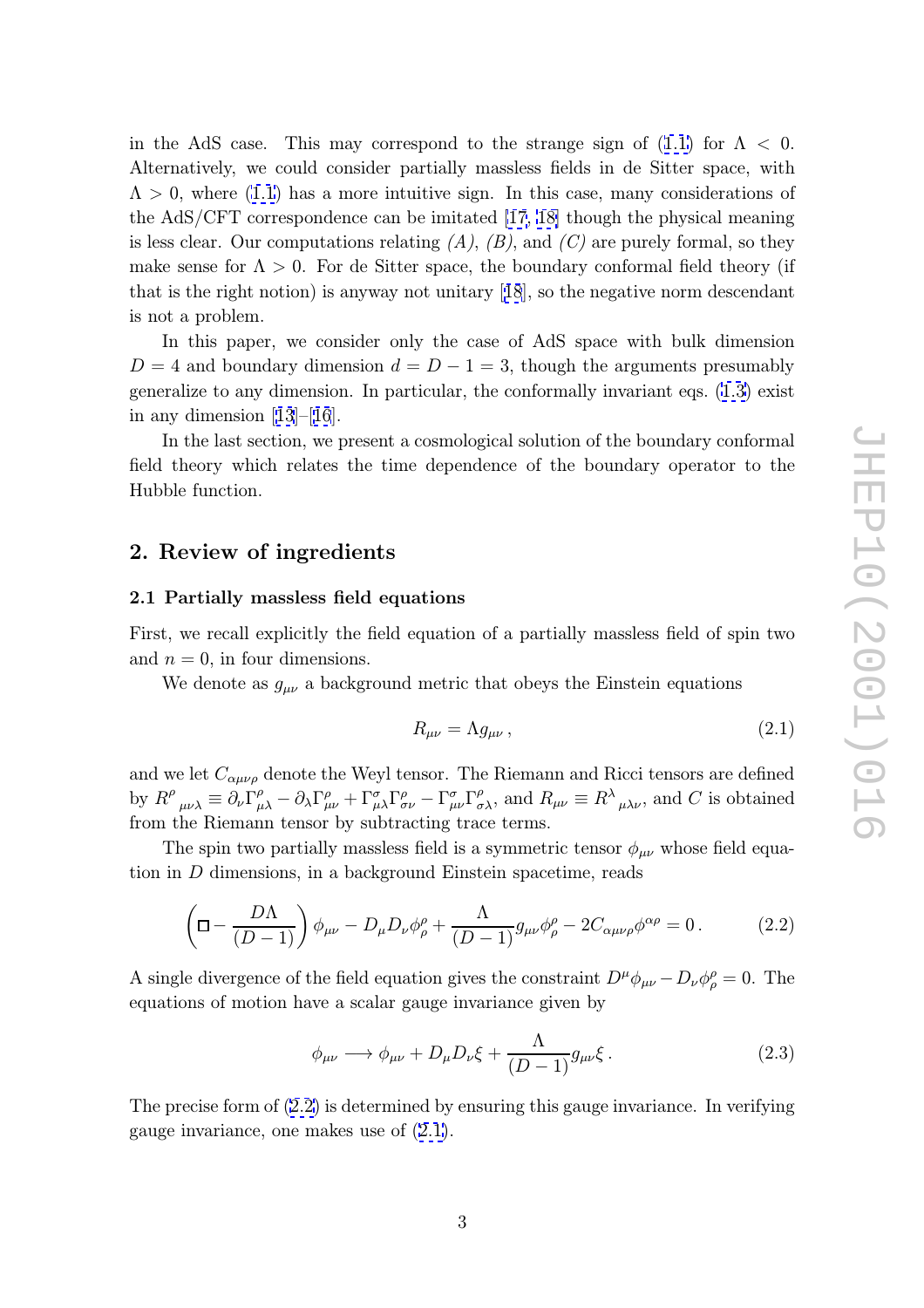in the AdS case. This may correspond to the strange sign of (1.1) for $\Lambda < 0$. Alternatively, we could consider partially massless fields in de Sitter space, with $\Lambda > 0$, where (1.1) has a more intuitive sign. In this case, many considerations of the AdS/CFT correspondence can be imitated [17, 18] though the physical meaning is less clear. Our computations relating *(A)*, *(B)*, and *(C)* are purely formal, so they make sense for $\Lambda > 0$. For de Sitter space, the boundary conformal field theory (if that is the right notion) is anyway not unitary [18], so the negative norm descendant is not a problem.

In this paper, we consider only the case of AdS space with bulk dimension $D = 4$ and boundary dimension $d = D - 1 = 3$, though the arguments presumably generalize to any dimension. In particular, the conformally invariant eqs. (1.3) exist in any dimension [13]–[16].

In the last section, we present a cosmological solution of the boundary conformal field theory which relates the time dependence of the boundary operator to the Hubble function.

## 2. Review of ingredients

### 2.1 Partially massless field equations

First, we recall explicitly the field equation of a partially massless field of spin two and $n = 0$, in four dimensions.

We denote as $g_{\mu\nu}$ a background metric that obeys the Einstein equations

$$R_{\mu\nu} = \Lambda g_{\mu\nu}\,, \tag{2.1}$$

and we let $C_{\alpha\mu\nu\rho}$ denote the Weyl tensor. The Riemann and Ricci tensors are defined by $R^{\rho}{}_{\mu\nu\lambda} \equiv \partial_\nu \Gamma^{\rho}_{\mu\lambda} - \partial_\lambda \Gamma^{\rho}_{\mu\nu} + \Gamma^{\sigma}_{\mu\lambda}\Gamma^{\rho}_{\sigma\nu} - \Gamma^{\sigma}_{\mu\nu}\Gamma^{\rho}_{\sigma\lambda}$, and $R_{\mu\nu} \equiv R^{\lambda}{}_{\mu\lambda\nu}$, and $C$ is obtained from the Riemann tensor by subtracting trace terms.

The spin two partially massless field is a symmetric tensor $\phi_{\mu\nu}$ whose field equation in $D$ dimensions, in a background Einstein spacetime, reads

$$\left(\Box - \frac{D\Lambda}{(D-1)}\right)\phi_{\mu\nu} - D_\mu D_\nu \phi^{\rho}_{\rho} + \frac{\Lambda}{(D-1)} g_{\mu\nu}\phi^{\rho}_{\rho} - 2C_{\alpha\mu\nu\rho}\phi^{\alpha\rho} = 0\,. \tag{2.2}$$

A single divergence of the field equation gives the constraint $D^\mu \phi_{\mu\nu} - D_\nu \phi^{\rho}_{\rho} = 0$. The equations of motion have a scalar gauge invariance given by

$$\phi_{\mu\nu} \longrightarrow \phi_{\mu\nu} + D_\mu D_\nu \xi + \frac{\Lambda}{(D-1)} g_{\mu\nu}\xi\,. \tag{2.3}$$

The precise form of (2.2) is determined by ensuring this gauge invariance. In verifying gauge invariance, one makes use of (2.1).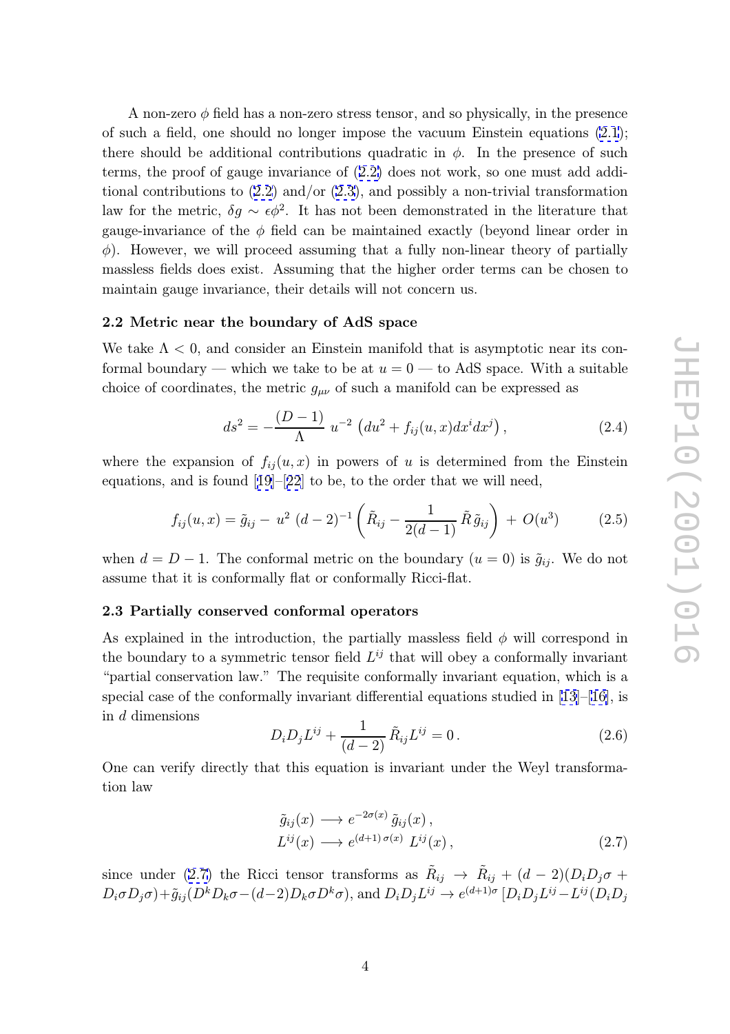A non-zero $\phi$ field has a non-zero stress tensor, and so physically, in the presence of such a field, one should no longer impose the vacuum Einstein equations (2.1); there should be additional contributions quadratic in $\phi$. In the presence of such terms, the proof of gauge invariance of (2.2) does not work, so one must add additional contributions to (2.2) and/or (2.3), and possibly a non-trivial transformation law for the metric, $\delta g \sim \epsilon\phi^2$. It has not been demonstrated in the literature that gauge-invariance of the $\phi$ field can be maintained exactly (beyond linear order in $\phi$). However, we will proceed assuming that a fully non-linear theory of partially massless fields does exist. Assuming that the higher order terms can be chosen to maintain gauge invariance, their details will not concern us.

### 2.2 Metric near the boundary of AdS space

We take $\Lambda < 0$, and consider an Einstein manifold that is asymptotic near its conformal boundary — which we take to be at $u = 0$ — to AdS space. With a suitable choice of coordinates, the metric $g_{\mu\nu}$ of such a manifold can be expressed as

$$ds^2 = -\frac{(D-1)}{\Lambda}\; u^{-2}\left(du^2 + f_{ij}(u,x)dx^i dx^j\right), \tag{2.4}$$

where the expansion of $f_{ij}(u,x)$ in powers of $u$ is determined from the Einstein equations, and is found [19]–[22] to be, to the order that we will need,

$$f_{ij}(u,x) = \tilde{g}_{ij} - \,u^2\,(d-2)^{-1}\left(\tilde{R}_{ij} - \frac{1}{2(d-1)}\,\tilde{R}\,\tilde{g}_{ij}\right) \,+\, O(u^3) \tag{2.5}$$

when $d = D-1$. The conformal metric on the boundary ($u = 0$) is $\tilde{g}_{ij}$. We do not assume that it is conformally flat or conformally Ricci-flat.

### 2.3 Partially conserved conformal operators

As explained in the introduction, the partially massless field $\phi$ will correspond in the boundary to a symmetric tensor field $L^{ij}$ that will obey a conformally invariant "partial conservation law." The requisite conformally invariant equation, which is a special case of the conformally invariant differential equations studied in [13]–[16], is in $d$ dimensions

$$D_i D_j L^{ij} + \frac{1}{(d-2)}\,\tilde{R}_{ij}L^{ij} = 0\,. \tag{2.6}$$

One can verify directly that this equation is invariant under the Weyl transformation law

$$\begin{aligned}\tilde{g}_{ij}(x) &\longrightarrow e^{-2\sigma(x)}\,\tilde{g}_{ij}(x)\,,\\ L^{ij}(x) &\longrightarrow e^{(d+1)\,\sigma(x)}\;L^{ij}(x)\,,\end{aligned} \tag{2.7}$$

since under (2.7) the Ricci tensor transforms as $\tilde{R}_{ij} \to \tilde{R}_{ij} + (d-2)(D_iD_j\sigma + D_i\sigma D_j\sigma) + \tilde{g}_{ij}(D^kD_k\sigma - (d-2)D_k\sigma D^k\sigma)$, and $D_iD_jL^{ij} \to e^{(d+1)\sigma}\,[D_iD_jL^{ij} - L^{ij}(D_iD_j$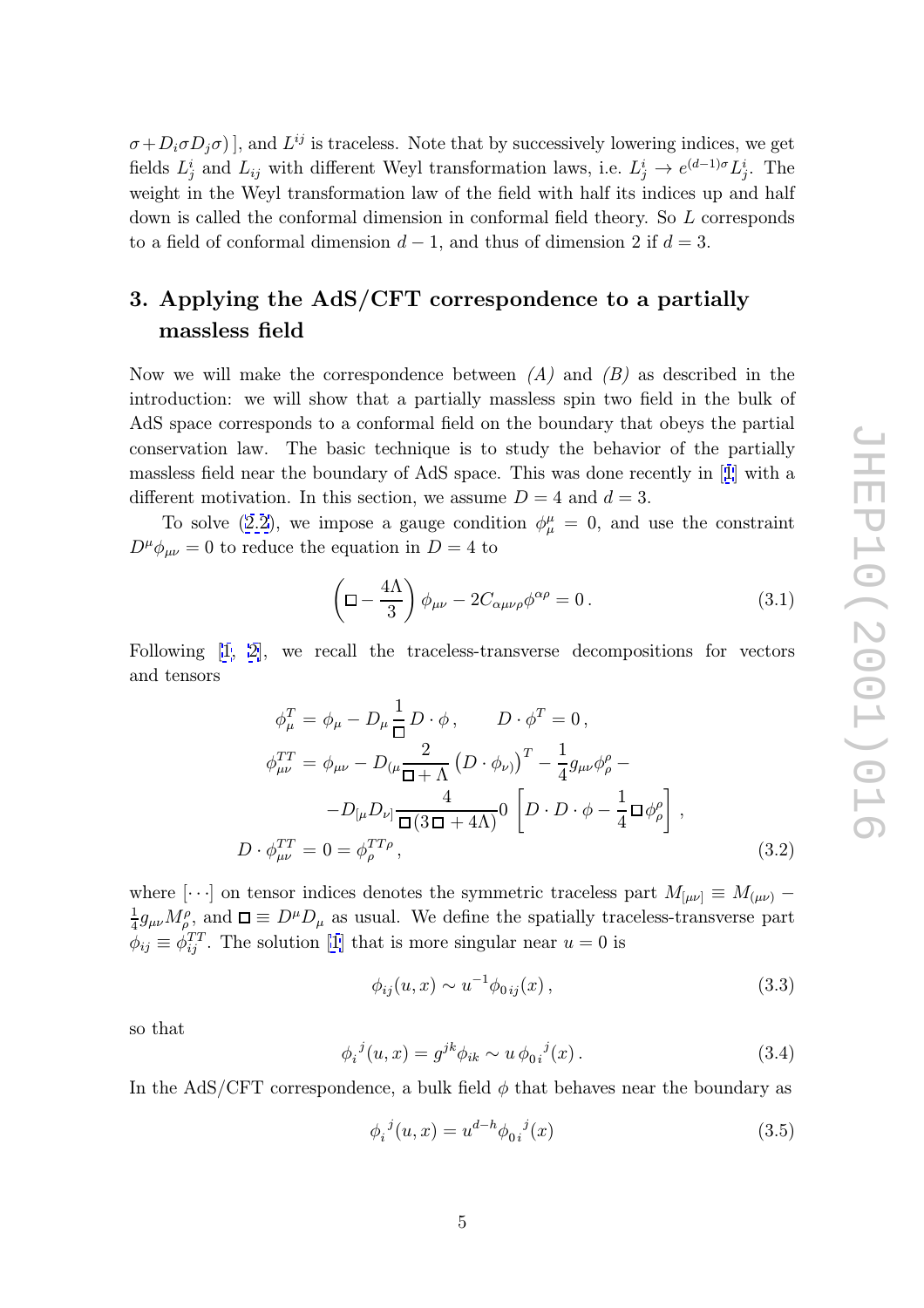$\sigma + D_i\sigma D_j\sigma)$ ], and $L^{ij}$ is traceless. Note that by successively lowering indices, we get fields $L^i_j$ and $L_{ij}$ with different Weyl transformation laws, i.e. $L^i_j \to e^{(d-1)\sigma} L^i_j$. The weight in the Weyl transformation law of the field with half its indices up and half down is called the conformal dimension in conformal field theory. So $L$ corresponds to a field of conformal dimension $d-1$, and thus of dimension 2 if $d = 3$.

## 3. Applying the AdS/CFT correspondence to a partially massless field

Now we will make the correspondence between *(A)* and *(B)* as described in the introduction: we will show that a partially massless spin two field in the bulk of AdS space corresponds to a conformal field on the boundary that obeys the partial conservation law. The basic technique is to study the behavior of the partially massless field near the boundary of AdS space. This was done recently in [1] with a different motivation. In this section, we assume $D = 4$ and $d = 3$.

To solve (2.2), we impose a gauge condition $\phi^\mu_\mu = 0$, and use the constraint $D^\mu \phi_{\mu\nu} = 0$ to reduce the equation in $D = 4$ to

$$\left(\square - \frac{4\Lambda}{3}\right)\phi_{\mu\nu} - 2C_{\alpha\mu\nu\rho}\phi^{\alpha\rho} = 0\,. \tag{3.1}$$

Following [1, 2], we recall the traceless-transverse decompositions for vectors and tensors

$$\begin{aligned}
\phi^T_\mu &= \phi_\mu - D_\mu \frac{1}{\square} D\cdot\phi\,, \qquad D\cdot\phi^T = 0\,,\\
\phi^{TT}_{\mu\nu} &= \phi_{\mu\nu} - D_{(\mu}\frac{2}{\square+\Lambda}\left(D\cdot\phi_{\nu)}\right)^T - \frac{1}{4}g_{\mu\nu}\phi^\rho_\rho - \\
&\quad - D_{[\mu}D_{\nu]}\frac{4}{\square(3\square+4\Lambda)}0\left[D\cdot D\cdot\phi - \frac{1}{4}\square\phi^\rho_\rho\right],\\
D\cdot\phi^{TT}_{\mu\nu} &= 0 = \phi^{TT\rho}_\rho\,,
\end{aligned} \tag{3.2}$$

where $[\cdots]$ on tensor indices denotes the symmetric traceless part $M_{[\mu\nu]} \equiv M_{(\mu\nu)} - \frac{1}{4}g_{\mu\nu}M^\rho_\rho$, and $\square \equiv D^\mu D_\mu$ as usual. We define the spatially traceless-transverse part $\phi_{ij} \equiv \phi^{TT}_{ij}$. The solution [1] that is more singular near $u = 0$ is

$$\phi_{ij}(u,x) \sim u^{-1}\phi_{0\,ij}(x)\,, \tag{3.3}$$

so that

$$\phi_i{}^j(u,x) = g^{jk}\phi_{ik} \sim u\,\phi_{0\,i}{}^j(x)\,. \tag{3.4}$$

In the AdS/CFT correspondence, a bulk field $\phi$ that behaves near the boundary as

$$\phi_i{}^j(u,x) = u^{d-h}\phi_{0\,i}{}^j(x) \tag{3.5}$$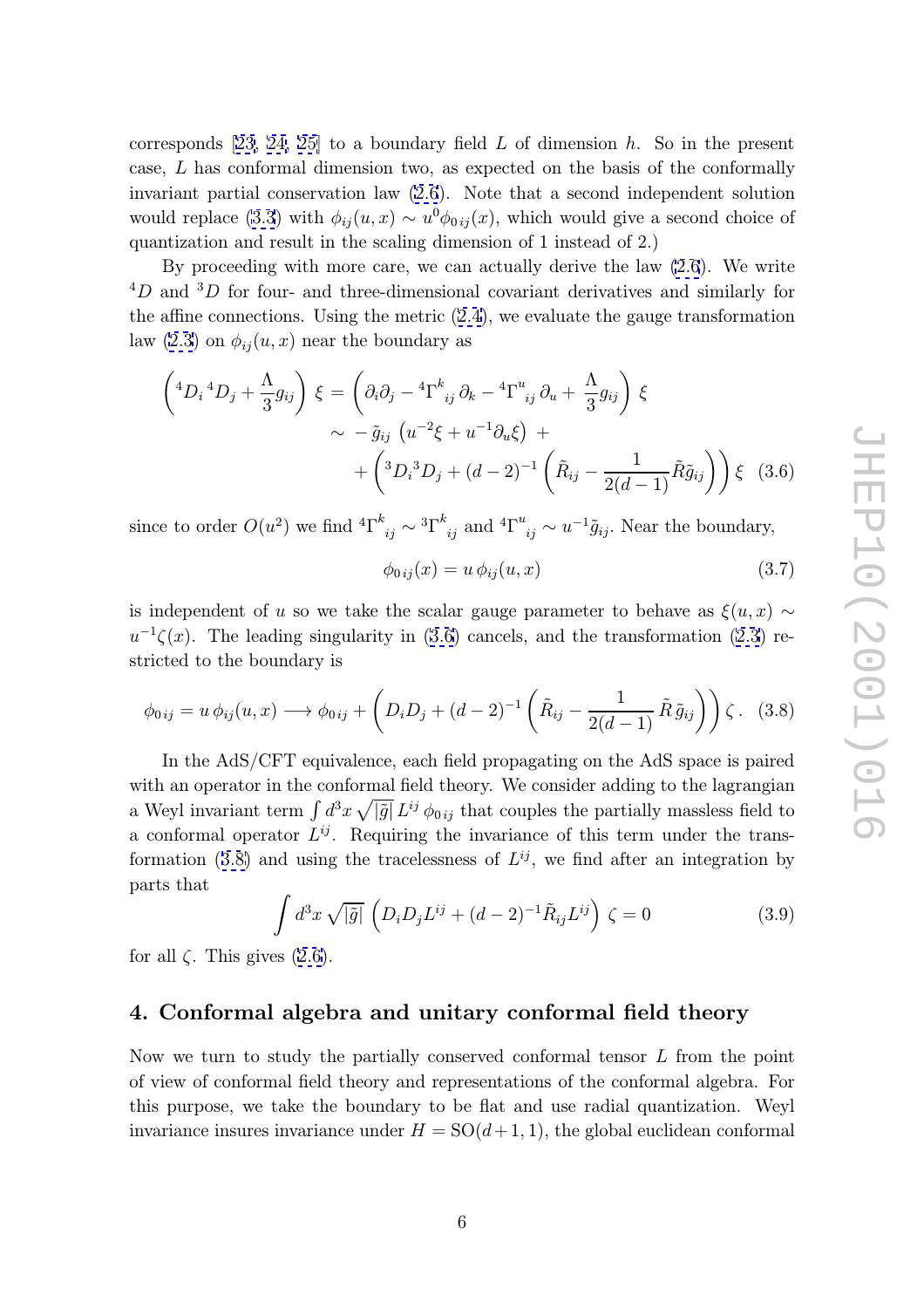corresponds [23, 24, 25] to a boundary field $L$ of dimension $h$. So in the present case, $L$ has conformal dimension two, as expected on the basis of the conformally invariant partial conservation law (2.6). Note that a second independent solution would replace (3.3) with $\phi_{ij}(u,x) \sim u^0 \phi_{0\,ij}(x)$, which would give a second choice of quantization and result in the scaling dimension of 1 instead of 2.)

By proceeding with more care, we can actually derive the law (2.6). We write ${}^4D$ and ${}^3D$ for four- and three-dimensional covariant derivatives and similarly for the affine connections. Using the metric (2.4), we evaluate the gauge transformation law (2.3) on $\phi_{ij}(u,x)$ near the boundary as

$$
\begin{aligned}
\left({}^4D_i\,{}^4D_j + \frac{\Lambda}{3} g_{ij}\right)\,\xi &= \left(\partial_i\partial_j - {}^4\Gamma^k{}_{ij}\,\partial_k - {}^4\Gamma^u{}_{ij}\,\partial_u + \frac{\Lambda}{3} g_{ij}\right)\,\xi \\
&\sim \; -\,\tilde{g}_{ij}\,\left(u^{-2}\xi + u^{-1}\partial_u \xi\right) \; + \\
&\quad + \left({}^3D_i{}^3D_j + (d-2)^{-1}\left(\tilde{R}_{ij} - \frac{1}{2(d-1)}\tilde{R}\tilde{g}_{ij}\right)\right)\xi \quad (3.6)
\end{aligned}
$$

since to order $O(u^2)$ we find ${}^4\Gamma^k{}_{ij} \sim {}^3\Gamma^k{}_{ij}$ and ${}^4\Gamma^u{}_{ij} \sim u^{-1}\tilde{g}_{ij}$. Near the boundary,

$$
\phi_{0\,ij}(x) = u\,\phi_{ij}(u,x) \tag{3.7}
$$

is independent of $u$ so we take the scalar gauge parameter to behave as $\xi(u,x) \sim u^{-1}\zeta(x)$. The leading singularity in (3.6) cancels, and the transformation (2.3) restricted to the boundary is

$$
\phi_{0\,ij} = u\,\phi_{ij}(u,x) \longrightarrow \phi_{0\,ij} + \left(D_iD_j + (d-2)^{-1}\left(\tilde{R}_{ij} - \frac{1}{2(d-1)}\,\tilde{R}\,\tilde{g}_{ij}\right)\right)\zeta\,. \tag{3.8}
$$

In the AdS/CFT equivalence, each field propagating on the AdS space is paired with an operator in the conformal field theory. We consider adding to the lagrangian a Weyl invariant term $\int d^3x\,\sqrt{|\tilde{g}|}\,L^{ij}\,\phi_{0\,ij}$ that couples the partially massless field to a conformal operator $L^{ij}$. Requiring the invariance of this term under the transformation (3.8) and using the tracelessness of $L^{ij}$, we find after an integration by parts that

$$
\int d^3x\,\sqrt{|\tilde{g}|}\,\left(D_iD_jL^{ij} + (d-2)^{-1}\tilde{R}_{ij}L^{ij}\right)\,\zeta = 0 \tag{3.9}
$$

for all $\zeta$. This gives (2.6).

## 4. Conformal algebra and unitary conformal field theory

Now we turn to study the partially conserved conformal tensor $L$ from the point of view of conformal field theory and representations of the conformal algebra. For this purpose, we take the boundary to be flat and use radial quantization. Weyl invariance insures invariance under $H = \mathrm{SO}(d+1,1)$, the global euclidean conformal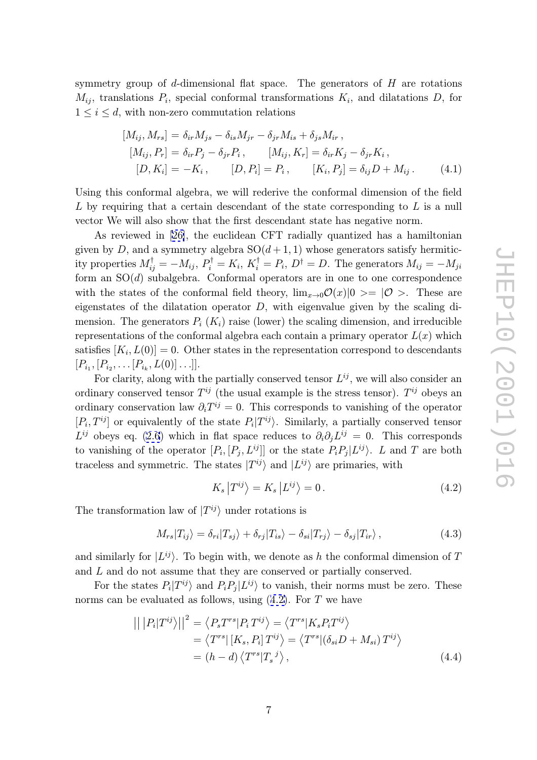symmetry group of $d$-dimensional flat space. The generators of $H$ are rotations $M_{ij}$, translations $P_i$, special conformal transformations $K_i$, and dilatations $D$, for $1 \leq i \leq d$, with non-zero commutation relations

$$
\begin{aligned}
[M_{ij}, M_{rs}] &= \delta_{ir} M_{js} - \delta_{is} M_{jr} - \delta_{jr} M_{is} + \delta_{js} M_{ir} \,, \\
[M_{ij}, P_r] &= \delta_{ir} P_j - \delta_{jr} P_i \,, \qquad [M_{ij}, K_r] = \delta_{ir} K_j - \delta_{jr} K_i \,, \\
[D, K_i] &= -K_i \,, \qquad [D, P_i] = P_i \,, \qquad [K_i, P_j] = \delta_{ij} D + M_{ij} \,. 
\end{aligned} \tag{4.1}
$$

Using this conformal algebra, we will rederive the conformal dimension of the field $L$ by requiring that a certain descendant of the state corresponding to $L$ is a null vector We will also show that the first descendant state has negative norm.

As reviewed in [26], the euclidean CFT radially quantized has a hamiltonian given by $D$, and a symmetry algebra $\mathrm{SO}(d+1,1)$ whose generators satisfy hermiticity properties $M_{ij}^\dagger = -M_{ij}$, $P_i^\dagger = K_i$, $K_i^\dagger = P_i$, $D^\dagger = D$. The generators $M_{ij} = -M_{ji}$ form an $\mathrm{SO}(d)$ subalgebra. Conformal operators are in one to one correspondence with the states of the conformal field theory, $\lim_{x\to 0} \mathcal{O}(x)|0>=|\mathcal{O}>$. These are eigenstates of the dilatation operator $D$, with eigenvalue given by the scaling dimension. The generators $P_i$ ($K_i$) raise (lower) the scaling dimension, and irreducible representations of the conformal algebra each contain a primary operator $L(x)$ which satisfies $[K_i, L(0)] = 0$. Other states in the representation correspond to descendants $[P_{i_1}, [P_{i_2}, \ldots [P_{i_k}, L(0)] \ldots]]$.

For clarity, along with the partially conserved tensor $L^{ij}$, we will also consider an ordinary conserved tensor $T^{ij}$ (the usual example is the stress tensor). $T^{ij}$ obeys an ordinary conservation law $\partial_i T^{ij} = 0$. This corresponds to vanishing of the operator $[P_i, T^{ij}]$ or equivalently of the state $P_i|T^{ij}\rangle$. Similarly, a partially conserved tensor $L^{ij}$ obeys eq. (2.6) which in flat space reduces to $\partial_i \partial_j L^{ij} = 0$. This corresponds to vanishing of the operator $[P_i, [P_j, L^{ij}]]$ or the state $P_i P_j |L^{ij}\rangle$. $L$ and $T$ are both traceless and symmetric. The states $|T^{ij}\rangle$ and $|L^{ij}\rangle$ are primaries, with

$$
K_s \left|T^{ij}\right\rangle = K_s \left|L^{ij}\right\rangle = 0 \,. \tag{4.2}
$$

The transformation law of $|T^{ij}\rangle$ under rotations is

$$
M_{rs}|T_{ij}\rangle = \delta_{ri}|T_{sj}\rangle + \delta_{rj}|T_{is}\rangle - \delta_{si}|T_{rj}\rangle - \delta_{sj}|T_{ir}\rangle \,, \tag{4.3}
$$

and similarly for $|L^{ij}\rangle$. To begin with, we denote as $h$ the conformal dimension of $T$ and $L$ and do not assume that they are conserved or partially conserved.

For the states $P_i|T^{ij}\rangle$ and $P_i P_j |L^{ij}\rangle$ to vanish, their norms must be zero. These norms can be evaluated as follows, using (4.2). For $T$ we have

$$
\begin{aligned}
\left|\left|\, P_i|T^{ij}\rangle \right|\right|^2 &= \left\langle P_s T^{rs} | P_i T^{ij} \right\rangle = \left\langle T^{rs} | K_s P_i T^{ij} \right\rangle \\
&= \left\langle T^{rs} | \left[K_s, P_i\right] T^{ij} \right\rangle = \left\langle T^{rs} | \left(\delta_{si} D + M_{si}\right) T^{ij} \right\rangle \\
&= (h-d) \left\langle T^{rs} | T_s{}^j \right\rangle ,
\end{aligned} \tag{4.4}
$$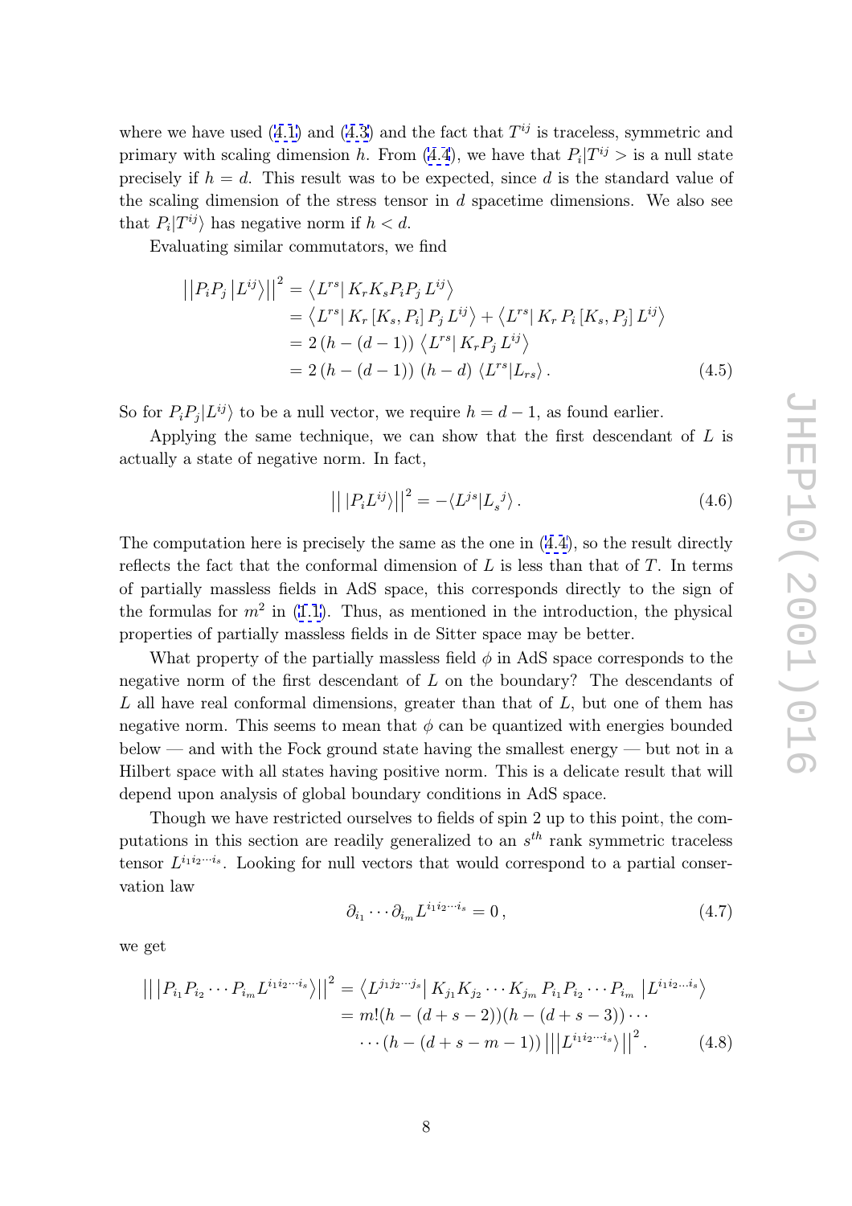where we have used (4.1) and (4.3) and the fact that $T^{ij}$ is traceless, symmetric and primary with scaling dimension $h$. From (4.4), we have that $P_i|T^{ij}>$ is a null state precisely if $h = d$. This result was to be expected, since $d$ is the standard value of the scaling dimension of the stress tensor in $d$ spacetime dimensions. We also see that $P_i|T^{ij}\rangle$ has negative norm if $h < d$.

Evaluating similar commutators, we find

$$
\begin{aligned}
\left|\left|P_i P_j \left|L^{ij}\right\rangle\right|\right|^2 &= \left\langle L^{rs}\right| K_r K_s P_i P_j \, L^{ij} \right\rangle \\
&= \left\langle L^{rs}\right| K_r \left[K_s, P_i\right] P_j \, L^{ij} \right\rangle + \left\langle L^{rs}\right| K_r \, P_i \left[K_s, P_j\right] L^{ij} \right\rangle \\
&= 2\left(h - (d-1)\right) \left\langle L^{rs}\right| K_r P_j \, L^{ij} \right\rangle \\
&= 2\left(h - (d-1)\right)\left(h - d\right) \left\langle L^{rs} | L_{rs} \right\rangle . \qquad (4.5)
\end{aligned}
$$

So for $P_i P_j|L^{ij}\rangle$ to be a null vector, we require $h = d - 1$, as found earlier.

Applying the same technique, we can show that the first descendant of $L$ is actually a state of negative norm. In fact,

$$
\left|\left|\,|P_i L^{ij}\rangle\right|\right|^2 = -\langle L^{js}|L_s{}^j\rangle \,. \qquad (4.6)
$$

The computation here is precisely the same as the one in (4.4), so the result directly reflects the fact that the conformal dimension of $L$ is less than that of $T$. In terms of partially massless fields in AdS space, this corresponds directly to the sign of the formulas for $m^2$ in (1.1). Thus, as mentioned in the introduction, the physical properties of partially massless fields in de Sitter space may be better.

What property of the partially massless field $\phi$ in AdS space corresponds to the negative norm of the first descendant of $L$ on the boundary? The descendants of $L$ all have real conformal dimensions, greater than that of $L$, but one of them has negative norm. This seems to mean that $\phi$ can be quantized with energies bounded below — and with the Fock ground state having the smallest energy — but not in a Hilbert space with all states having positive norm. This is a delicate result that will depend upon analysis of global boundary conditions in AdS space.

Though we have restricted ourselves to fields of spin 2 up to this point, the computations in this section are readily generalized to an $s^{th}$ rank symmetric traceless tensor $L^{i_1 i_2 \cdots i_s}$. Looking for null vectors that would correspond to a partial conservation law

$$
\partial_{i_1} \cdots \partial_{i_m} L^{i_1 i_2 \cdots i_s} = 0 \,, \qquad (4.7)
$$

we get

$$
\begin{aligned}
\left|\left|\,\left|P_{i_1} P_{i_2} \cdots P_{i_m} L^{i_1 i_2 \cdots i_s}\right\rangle\right|\right|^2 &= \left\langle L^{j_1 j_2 \cdots j_s}\right| K_{j_1} K_{j_2} \cdots K_{j_m} \, P_{i_1} P_{i_2} \cdots P_{i_m} \left|L^{i_1 i_2 \ldots i_s}\right\rangle \\
&= m!(h - (d+s-2))(h - (d+s-3)) \cdots \\
&\quad \cdots (h - (d+s-m-1)) \left|\left|\left|L^{i_1 i_2 \cdots i_s}\right\rangle\right|\right|^2 . \qquad (4.8)
\end{aligned}
$$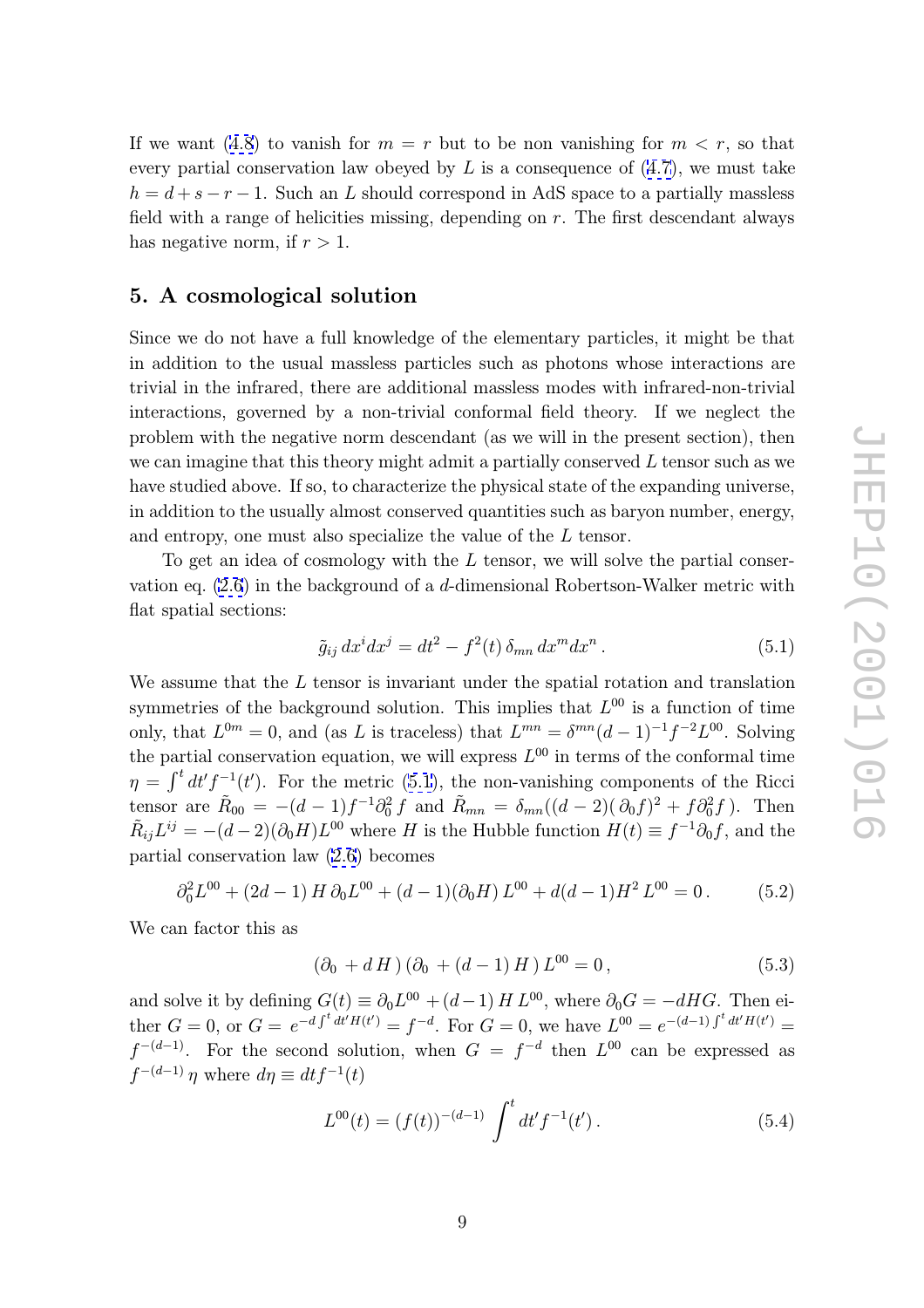If we want (4.8) to vanish for $m = r$ but to be non vanishing for $m < r$, so that every partial conservation law obeyed by $L$ is a consequence of (4.7), we must take $h = d + s - r - 1$. Such an $L$ should correspond in AdS space to a partially massless field with a range of helicities missing, depending on $r$. The first descendant always has negative norm, if $r > 1$.

## 5. A cosmological solution

Since we do not have a full knowledge of the elementary particles, it might be that in addition to the usual massless particles such as photons whose interactions are trivial in the infrared, there are additional massless modes with infrared-non-trivial interactions, governed by a non-trivial conformal field theory. If we neglect the problem with the negative norm descendant (as we will in the present section), then we can imagine that this theory might admit a partially conserved $L$ tensor such as we have studied above. If so, to characterize the physical state of the expanding universe, in addition to the usually almost conserved quantities such as baryon number, energy, and entropy, one must also specialize the value of the $L$ tensor.

To get an idea of cosmology with the $L$ tensor, we will solve the partial conservation eq. (2.6) in the background of a $d$-dimensional Robertson-Walker metric with flat spatial sections:

$$\tilde{g}_{ij}\, dx^i dx^j = dt^2 - f^2(t)\, \delta_{mn}\, dx^m dx^n\,. \tag{5.1}$$

We assume that the $L$ tensor is invariant under the spatial rotation and translation symmetries of the background solution. This implies that $L^{00}$ is a function of time only, that $L^{0m} = 0$, and (as $L$ is traceless) that $L^{mn} = \delta^{mn}(d-1)^{-1} f^{-2} L^{00}$. Solving the partial conservation equation, we will express $L^{00}$ in terms of the conformal time $\eta = \int^t dt' f^{-1}(t')$. For the metric (5.1), the non-vanishing components of the Ricci tensor are $\tilde{R}_{00} = -(d-1) f^{-1} \partial_0^2 f$ and $\tilde{R}_{mn} = \delta_{mn}((d-2)(\partial_0 f)^2 + f \partial_0^2 f\,)$. Then $\tilde{R}_{ij} L^{ij} = -(d-2)(\partial_0 H) L^{00}$ where $H$ is the Hubble function $H(t) \equiv f^{-1} \partial_0 f$, and the partial conservation law (2.6) becomes

$$\partial_0^2 L^{00} + (2d-1)\, H\, \partial_0 L^{00} + (d-1)(\partial_0 H)\, L^{00} + d(d-1) H^2\, L^{00} = 0\,. \tag{5.2}$$

We can factor this as

$$(\partial_0 + d\, H\,)\, (\partial_0 + (d-1)\, H\,)\, L^{00} = 0\,, \tag{5.3}$$

and solve it by defining $G(t) \equiv \partial_0 L^{00} + (d-1)\, H\, L^{00}$, where $\partial_0 G = -dHG$. Then either $G = 0$, or $G = e^{-d \int^t dt' H(t')} = f^{-d}$. For $G = 0$, we have $L^{00} = e^{-(d-1)\int^t dt' H(t')} = f^{-(d-1)}$. For the second solution, when $G = f^{-d}$ then $L^{00}$ can be expressed as $f^{-(d-1)}\, \eta$ where $d\eta \equiv dt f^{-1}(t)$

$$L^{00}(t) = (f(t))^{-(d-1)} \int^t dt' f^{-1}(t')\,. \tag{5.4}$$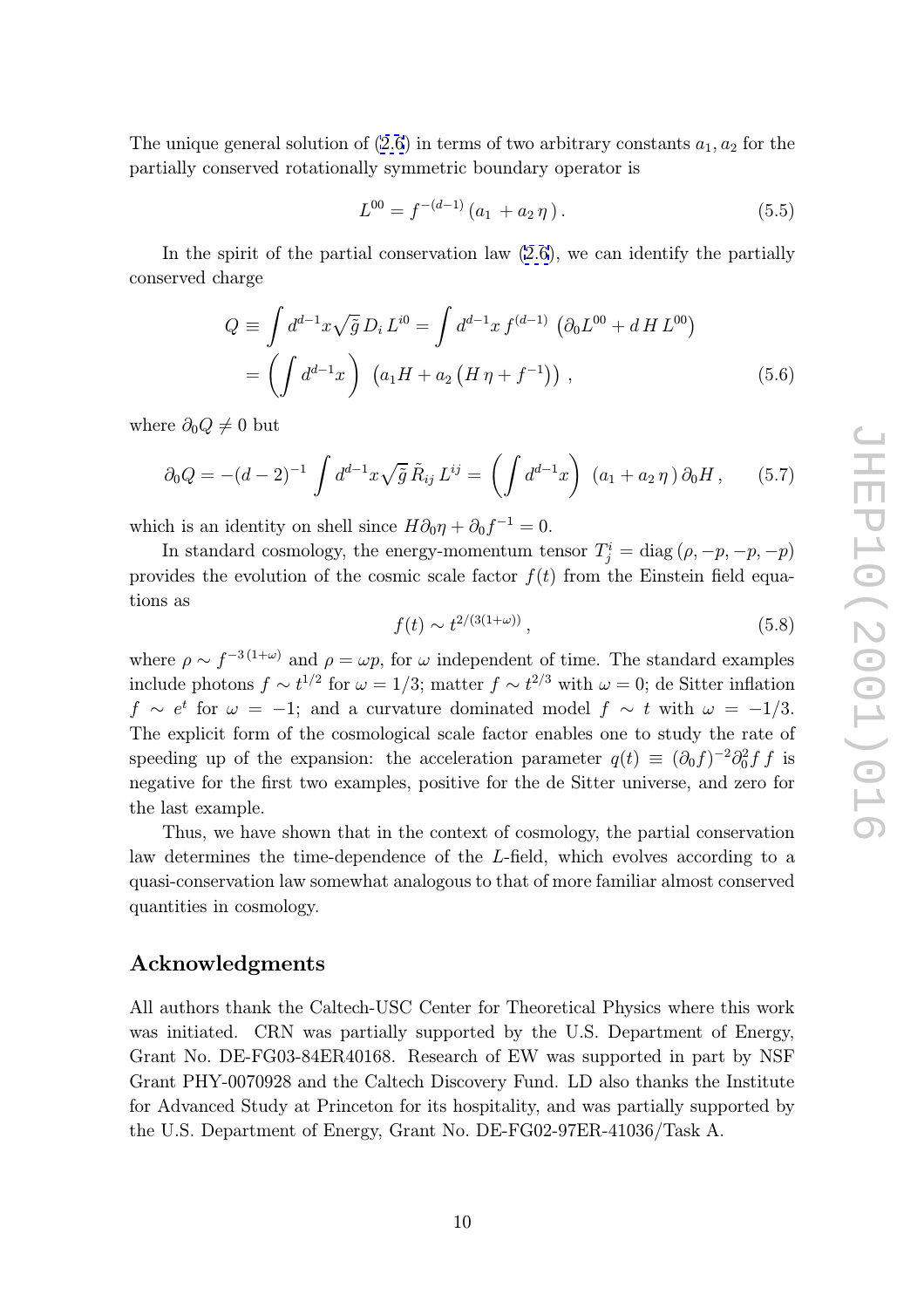The unique general solution of (2.6) in terms of two arbitrary constants $a_1, a_2$ for the partially conserved rotationally symmetric boundary operator is

$$L^{00} = f^{-(d-1)}\,(a_1\, + a_2\,\eta\,)\,. \tag{5.5}$$

In the spirit of the partial conservation law (2.6), we can identify the partially conserved charge

$$\begin{aligned} Q \equiv \int d^{d-1}x\sqrt{\tilde{g}}\,D_i\,L^{i0} &= \int d^{d-1}x\,f^{(d-1)}\,\left(\partial_0 L^{00} + d\,H\,L^{00}\right) \\ &= \left(\int d^{d-1}x\right)\,\left(a_1 H + a_2\left(H\,\eta + f^{-1}\right)\right)\,, \end{aligned} \tag{5.6}$$

where $\partial_0 Q \neq 0$ but

$$\partial_0 Q = -(d-2)^{-1}\int d^{d-1}x\sqrt{\tilde{g}}\,\tilde{R}_{ij}\,L^{ij} = \left(\int d^{d-1}x\right)\,(a_1 + a_2\,\eta\,)\,\partial_0 H\,, \tag{5.7}$$

which is an identity on shell since $H\partial_0\eta + \partial_0 f^{-1} = 0$.

In standard cosmology, the energy-momentum tensor $T^i_j = \mathrm{diag}\,(\rho, -p, -p, -p)$ provides the evolution of the cosmic scale factor $f(t)$ from the Einstein field equations as

$$f(t) \sim t^{2/(3(1+\omega))}\,, \tag{5.8}$$

where $\rho \sim f^{-3\,(1+\omega)}$ and $\rho = \omega p$, for $\omega$ independent of time. The standard examples include photons $f \sim t^{1/2}$ for $\omega = 1/3$; matter $f \sim t^{2/3}$ with $\omega = 0$; de Sitter inflation $f \sim e^t$ for $\omega = -1$; and a curvature dominated model $f \sim t$ with $\omega = -1/3$. The explicit form of the cosmological scale factor enables one to study the rate of speeding up of the expansion: the acceleration parameter $q(t) \equiv (\partial_0 f)^{-2}\partial_0^2 f\,f$ is negative for the first two examples, positive for the de Sitter universe, and zero for the last example.

Thus, we have shown that in the context of cosmology, the partial conservation law determines the time-dependence of the $L$-field, which evolves according to a quasi-conservation law somewhat analogous to that of more familiar almost conserved quantities in cosmology.

## Acknowledgments

All authors thank the Caltech-USC Center for Theoretical Physics where this work was initiated. CRN was partially supported by the U.S. Department of Energy, Grant No. DE-FG03-84ER40168. Research of EW was supported in part by NSF Grant PHY-0070928 and the Caltech Discovery Fund. LD also thanks the Institute for Advanced Study at Princeton for its hospitality, and was partially supported by the U.S. Department of Energy, Grant No. DE-FG02-97ER-41036/Task A.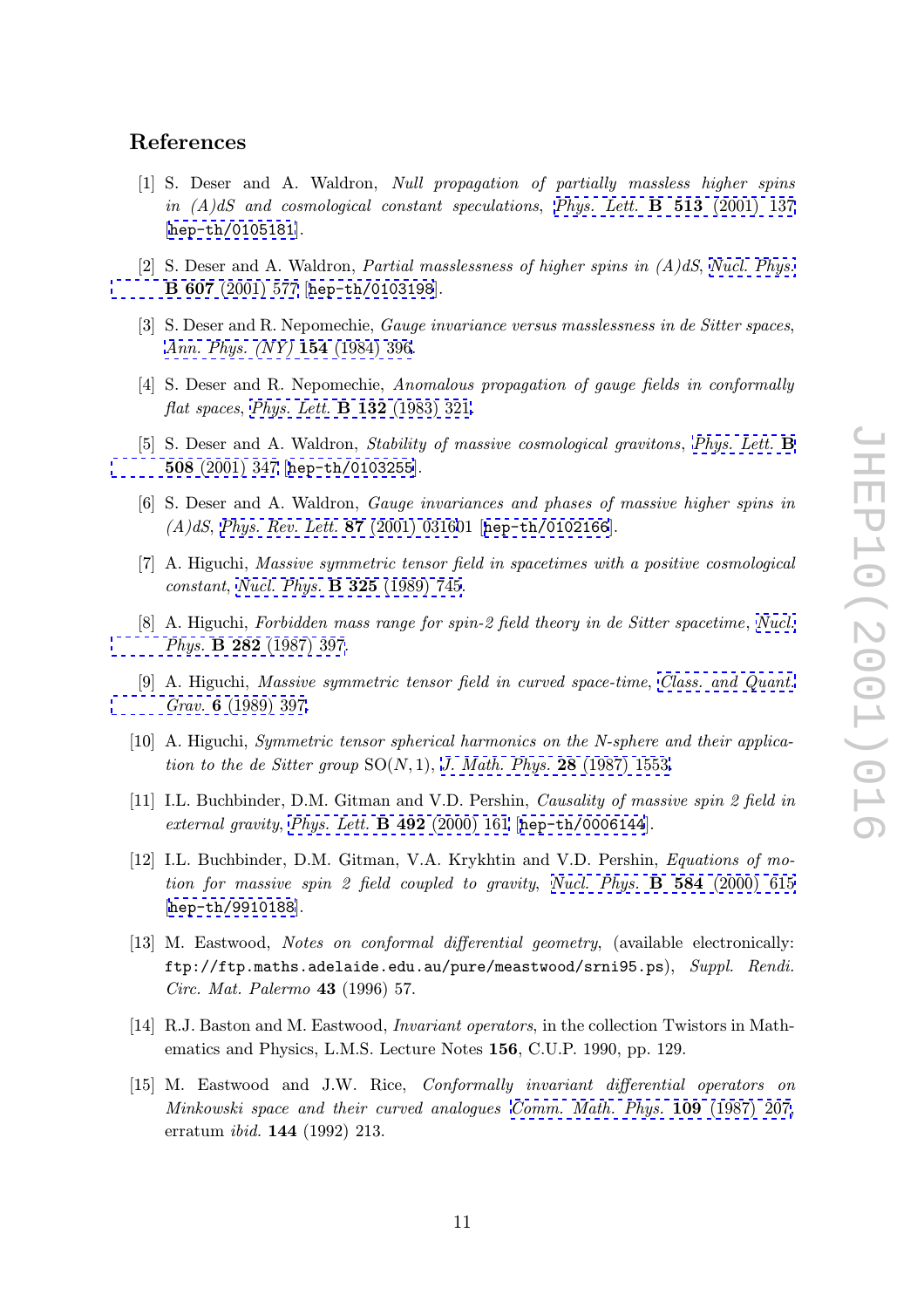## References

[1] S. Deser and A. Waldron, *Null propagation of partially massless higher spins in (A)dS and cosmological constant speculations*, *Phys. Lett.* **B 513** (2001) 137 [hep-th/0105181].

[2] S. Deser and A. Waldron, *Partial masslessness of higher spins in (A)dS*, *Nucl. Phys.* **B 607** (2001) 577 [hep-th/0103198].

[3] S. Deser and R. Nepomechie, *Gauge invariance versus masslessness in de Sitter spaces*, *Ann. Phys. (NY)* **154** (1984) 396.

[4] S. Deser and R. Nepomechie, *Anomalous propagation of gauge fields in conformally flat spaces*, *Phys. Lett.* **B 132** (1983) 321.

[5] S. Deser and A. Waldron, *Stability of massive cosmological gravitons*, *Phys. Lett.* **B 508** (2001) 347 [hep-th/0103255].

[6] S. Deser and A. Waldron, *Gauge invariances and phases of massive higher spins in (A)dS*, *Phys. Rev. Lett.* **87** (2001) 031601 [hep-th/0102166].

[7] A. Higuchi, *Massive symmetric tensor field in spacetimes with a positive cosmological constant*, *Nucl. Phys.* **B 325** (1989) 745.

[8] A. Higuchi, *Forbidden mass range for spin-2 field theory in de Sitter spacetime*, *Nucl. Phys.* **B 282** (1987) 397.

[9] A. Higuchi, *Massive symmetric tensor field in curved space-time*, *Class. and Quant. Grav.* **6** (1989) 397.

[10] A. Higuchi, *Symmetric tensor spherical harmonics on the N-sphere and their application to the de Sitter group* $\mathrm{SO}(N,1)$, *J. Math. Phys.* **28** (1987) 1553.

[11] I.L. Buchbinder, D.M. Gitman and V.D. Pershin, *Causality of massive spin 2 field in external gravity*, *Phys. Lett.* **B 492** (2000) 161 [hep-th/0006144].

[12] I.L. Buchbinder, D.M. Gitman, V.A. Krykhtin and V.D. Pershin, *Equations of motion for massive spin 2 field coupled to gravity*, *Nucl. Phys.* **B 584** (2000) 615 [hep-th/9910188].

[13] M. Eastwood, *Notes on conformal differential geometry*, (available electronically: `ftp://ftp.maths.adelaide.edu.au/pure/meastwood/srni95.ps`), *Suppl. Rendi. Circ. Mat. Palermo* **43** (1996) 57.

[14] R.J. Baston and M. Eastwood, *Invariant operators*, in the collection Twistors in Mathematics and Physics, L.M.S. Lecture Notes **156**, C.U.P. 1990, pp. 129.

[15] M. Eastwood and J.W. Rice, *Conformally invariant differential operators on Minkowski space and their curved analogues* *Comm. Math. Phys.* **109** (1987) 207, erratum *ibid.* **144** (1992) 213.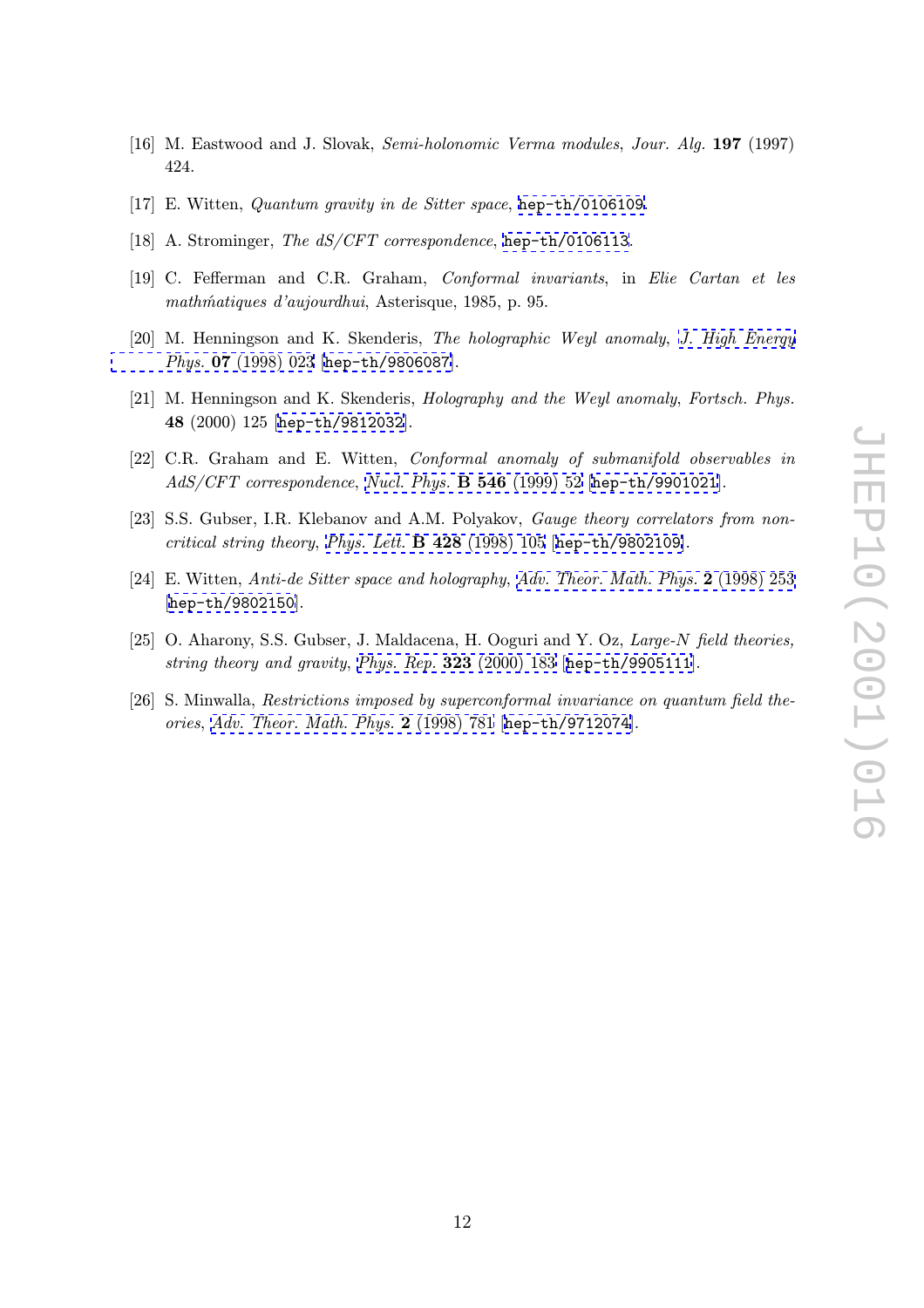[16] M. Eastwood and J. Slovak, *Semi-holonomic Verma modules*, *Jour. Alg.* **197** (1997) 424.

[17] E. Witten, *Quantum gravity in de Sitter space*, hep-th/0106109.

[18] A. Strominger, *The dS/CFT correspondence*, hep-th/0106113.

[19] C. Fefferman and C.R. Graham, *Conformal invariants*, in *Elie Cartan et les mathḿatiques d'aujourdhui*, Asterisque, 1985, p. 95.

[20] M. Henningson and K. Skenderis, *The holographic Weyl anomaly*, *J. High Energy Phys.* **07** (1998) 023 [hep-th/9806087].

[21] M. Henningson and K. Skenderis, *Holography and the Weyl anomaly*, *Fortsch. Phys.* **48** (2000) 125 [hep-th/9812032].

[22] C.R. Graham and E. Witten, *Conformal anomaly of submanifold observables in AdS/CFT correspondence*, *Nucl. Phys.* **B 546** (1999) 52 [hep-th/9901021].

[23] S.S. Gubser, I.R. Klebanov and A.M. Polyakov, *Gauge theory correlators from non-critical string theory*, *Phys. Lett.* **B 428** (1998) 105 [hep-th/9802109].

[24] E. Witten, *Anti-de Sitter space and holography*, *Adv. Theor. Math. Phys.* **2** (1998) 253 [hep-th/9802150].

[25] O. Aharony, S.S. Gubser, J. Maldacena, H. Ooguri and Y. Oz, *Large-N field theories, string theory and gravity*, *Phys. Rep.* **323** (2000) 183 [hep-th/9905111].

[26] S. Minwalla, *Restrictions imposed by superconformal invariance on quantum field theories*, *Adv. Theor. Math. Phys.* **2** (1998) 781 [hep-th/9712074].